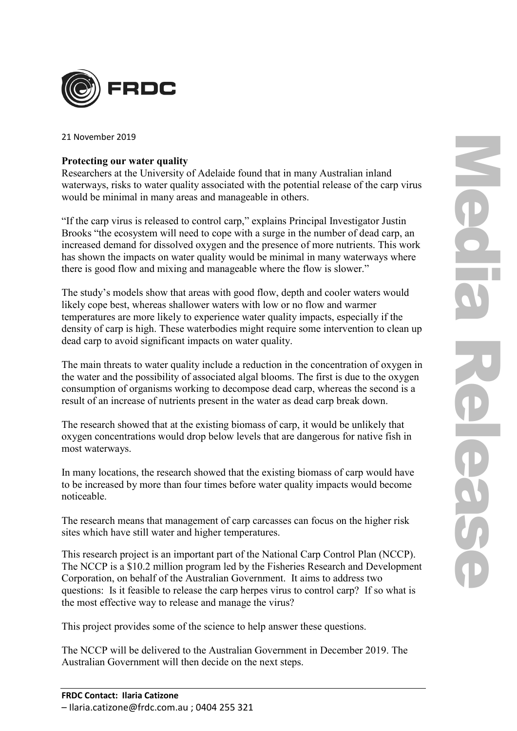FRDC

21 November 2019

**Protecting our water quality**

Researchers at the University of Adelaide found that in many Australian inland waterways, risks to water quality associated with the potential release of the carp virus would be minimal in many areas and manageable in others.

"If the carp virus is released to control carp," explains Principal Investigator Justin Brooks "the ecosystem will need to cope with a surge in the number of dead carp, an increased demand for dissolved oxygen and the presence of more nutrients. This work has shown the impacts on water quality would be minimal in many waterways where there is good flow and mixing and manageable where the flow is slower."

The study's models show that areas with good flow, depth and cooler waters would likely cope best, whereas shallower waters with low or no flow and warmer temperatures are more likely to experience water quality impacts, especially if the density of carp is high. These waterbodies might require some intervention to clean up dead carp to avoid significant impacts on water quality.

The main threats to water quality include a reduction in the concentration of oxygen in the water and the possibility of associated algal blooms. The first is due to the oxygen consumption of organisms working to decompose dead carp, whereas the second is a result of an increase of nutrients present in the water as dead carp break down.

The research showed that at the existing biomass of carp, it would be unlikely that oxygen concentrations would drop below levels that are dangerous for native fish in most waterways.

In many locations, the research showed that the existing biomass of carp would have to be increased by more than four times before water quality impacts would become noticeable.

The research means that management of carp carcasses can focus on the higher risk sites which have still water and higher temperatures.

This research project is an important part of the National Carp Control Plan (NCCP). The NCCP is a $10.2 million program led by the Fisheries Research and Development Corporation, on behalf of the Australian Government. It aims to address two questions: Is it feasible to release the carp herpes virus to control carp? If so what is the most effective way to release and manage the virus?

This project provides some of the science to help answer these questions.

The NCCP will be delivered to the Australian Government in December 2019. The Australian Government will then decide on the next steps.

Media Release

**FRDC Contact: Ilaria Catizone**
– Ilaria.catizone@frdc.com.au ; 0404 255 321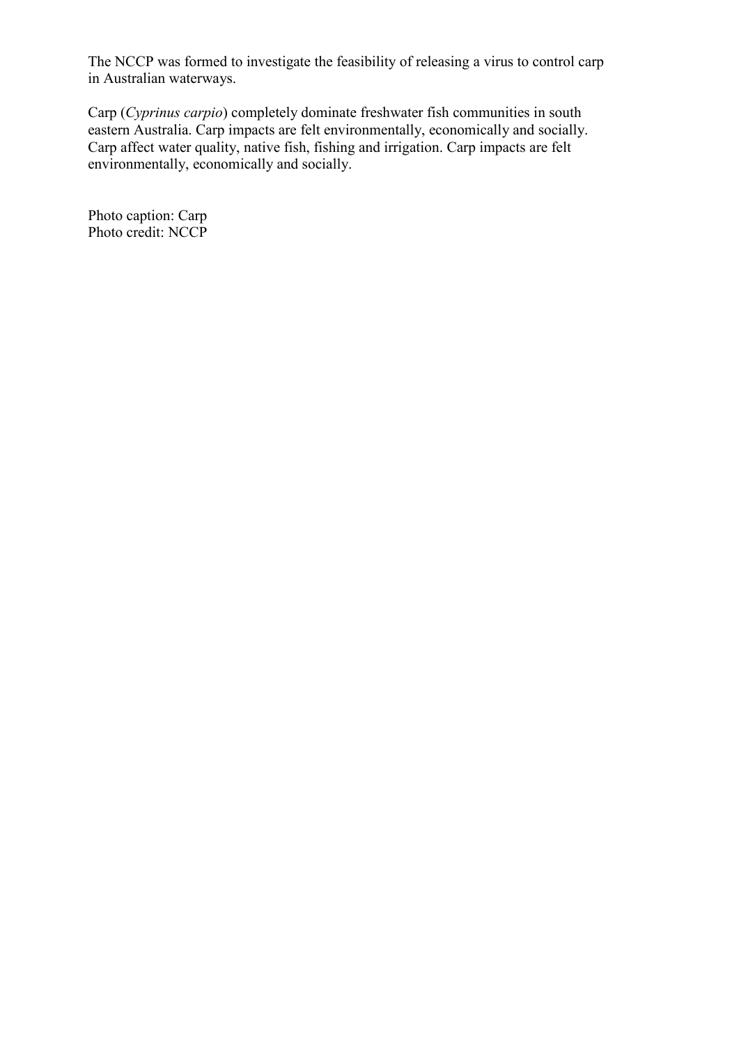The NCCP was formed to investigate the feasibility of releasing a virus to control carp in Australian waterways.

Carp (*Cyprinus carpio*) completely dominate freshwater fish communities in south eastern Australia. Carp impacts are felt environmentally, economically and socially. Carp affect water quality, native fish, fishing and irrigation. Carp impacts are felt environmentally, economically and socially.

Photo caption: Carp
Photo credit: NCCP